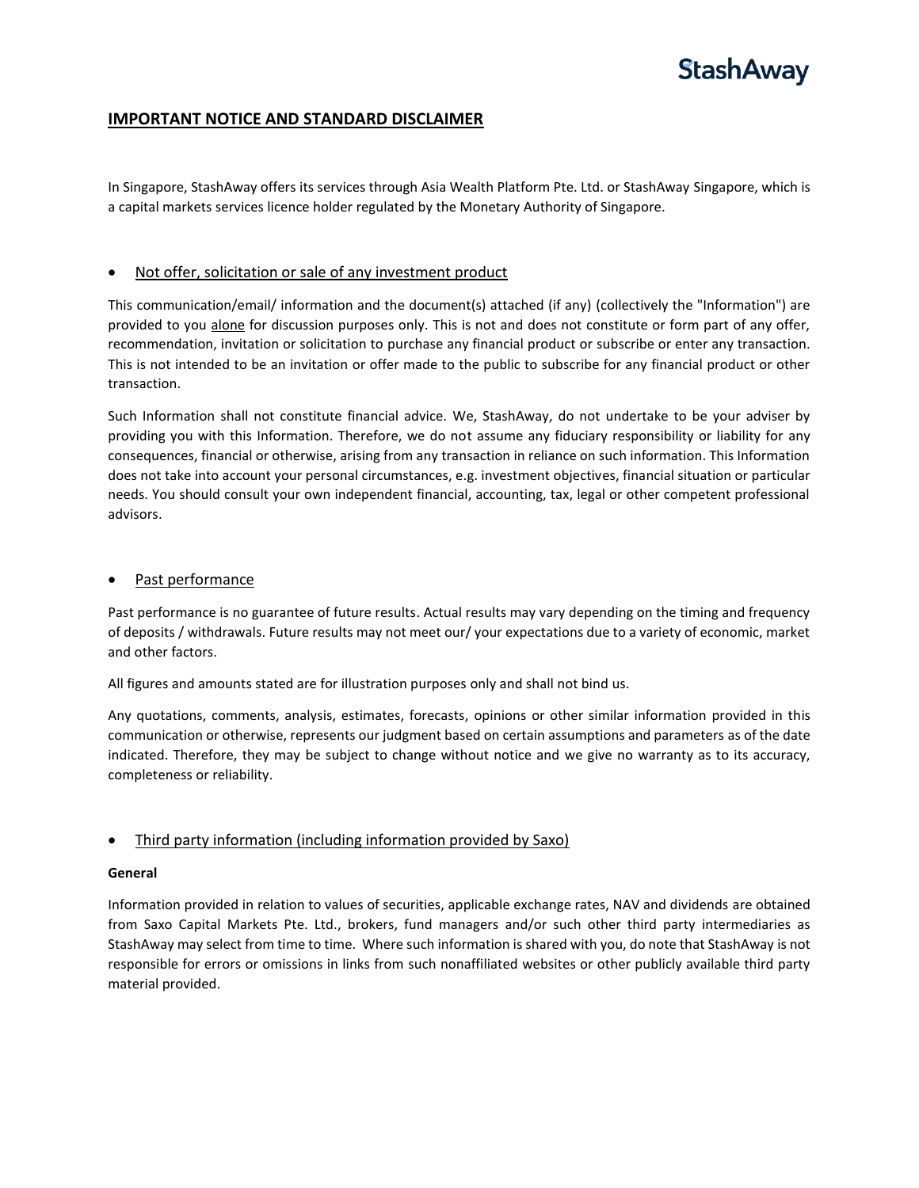## IMPORTANT NOTICE AND STANDARD DISCLAIMER

In Singapore, StashAway offers its services through Asia Wealth Platform Pte. Ltd. or StashAway Singapore, which is a capital markets services licence holder regulated by the Monetary Authority of Singapore.

- Not offer, solicitation or sale of any investment product

This communication/email/ information and the document(s) attached (if any) (collectively the "Information") are provided to you alone for discussion purposes only. This is not and does not constitute or form part of any offer, recommendation, invitation or solicitation to purchase any financial product or subscribe or enter any transaction. This is not intended to be an invitation or offer made to the public to subscribe for any financial product or other transaction.

Such Information shall not constitute financial advice. We, StashAway, do not undertake to be your adviser by providing you with this Information. Therefore, we do not assume any fiduciary responsibility or liability for any consequences, financial or otherwise, arising from any transaction in reliance on such information. This Information does not take into account your personal circumstances, e.g. investment objectives, financial situation or particular needs. You should consult your own independent financial, accounting, tax, legal or other competent professional advisors.

- Past performance

Past performance is no guarantee of future results. Actual results may vary depending on the timing and frequency of deposits / withdrawals. Future results may not meet our/ your expectations due to a variety of economic, market and other factors.

All figures and amounts stated are for illustration purposes only and shall not bind us.

Any quotations, comments, analysis, estimates, forecasts, opinions or other similar information provided in this communication or otherwise, represents our judgment based on certain assumptions and parameters as of the date indicated. Therefore, they may be subject to change without notice and we give no warranty as to its accuracy, completeness or reliability.

- Third party information (including information provided by Saxo)

**General**

Information provided in relation to values of securities, applicable exchange rates, NAV and dividends are obtained from Saxo Capital Markets Pte. Ltd., brokers, fund managers and/or such other third party intermediaries as StashAway may select from time to time. Where such information is shared with you, do note that StashAway is not responsible for errors or omissions in links from such nonaffiliated websites or other publicly available third party material provided.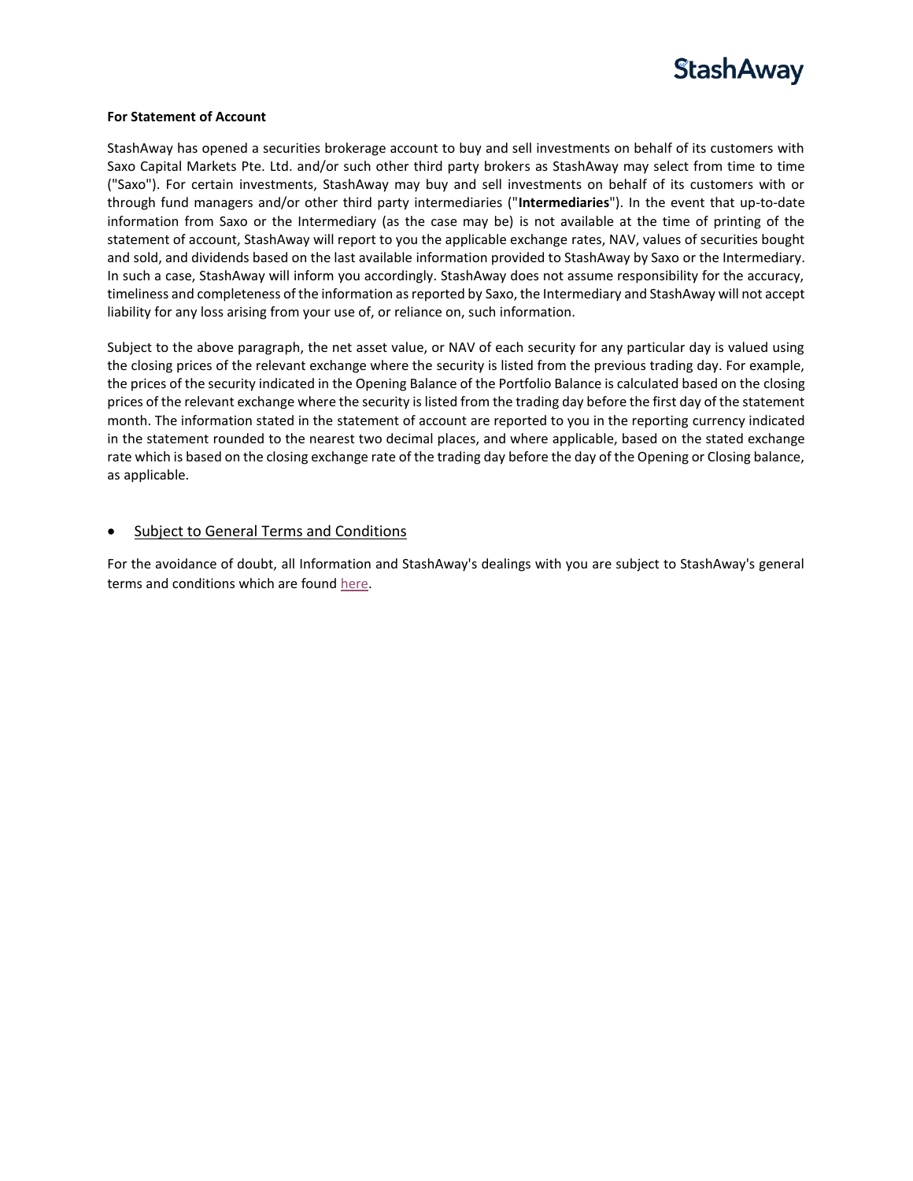**For Statement of Account**

StashAway has opened a securities brokerage account to buy and sell investments on behalf of its customers with Saxo Capital Markets Pte. Ltd. and/or such other third party brokers as StashAway may select from time to time ("Saxo"). For certain investments, StashAway may buy and sell investments on behalf of its customers with or through fund managers and/or other third party intermediaries ("**Intermediaries**"). In the event that up-to-date information from Saxo or the Intermediary (as the case may be) is not available at the time of printing of the statement of account, StashAway will report to you the applicable exchange rates, NAV, values of securities bought and sold, and dividends based on the last available information provided to StashAway by Saxo or the Intermediary. In such a case, StashAway will inform you accordingly. StashAway does not assume responsibility for the accuracy, timeliness and completeness of the information as reported by Saxo, the Intermediary and StashAway will not accept liability for any loss arising from your use of, or reliance on, such information.

Subject to the above paragraph, the net asset value, or NAV of each security for any particular day is valued using the closing prices of the relevant exchange where the security is listed from the previous trading day. For example, the prices of the security indicated in the Opening Balance of the Portfolio Balance is calculated based on the closing prices of the relevant exchange where the security is listed from the trading day before the first day of the statement month. The information stated in the statement of account are reported to you in the reporting currency indicated in the statement rounded to the nearest two decimal places, and where applicable, based on the stated exchange rate which is based on the closing exchange rate of the trading day before the day of the Opening or Closing balance, as applicable.

- Subject to General Terms and Conditions

For the avoidance of doubt, all Information and StashAway's dealings with you are subject to StashAway's general terms and conditions which are found here.